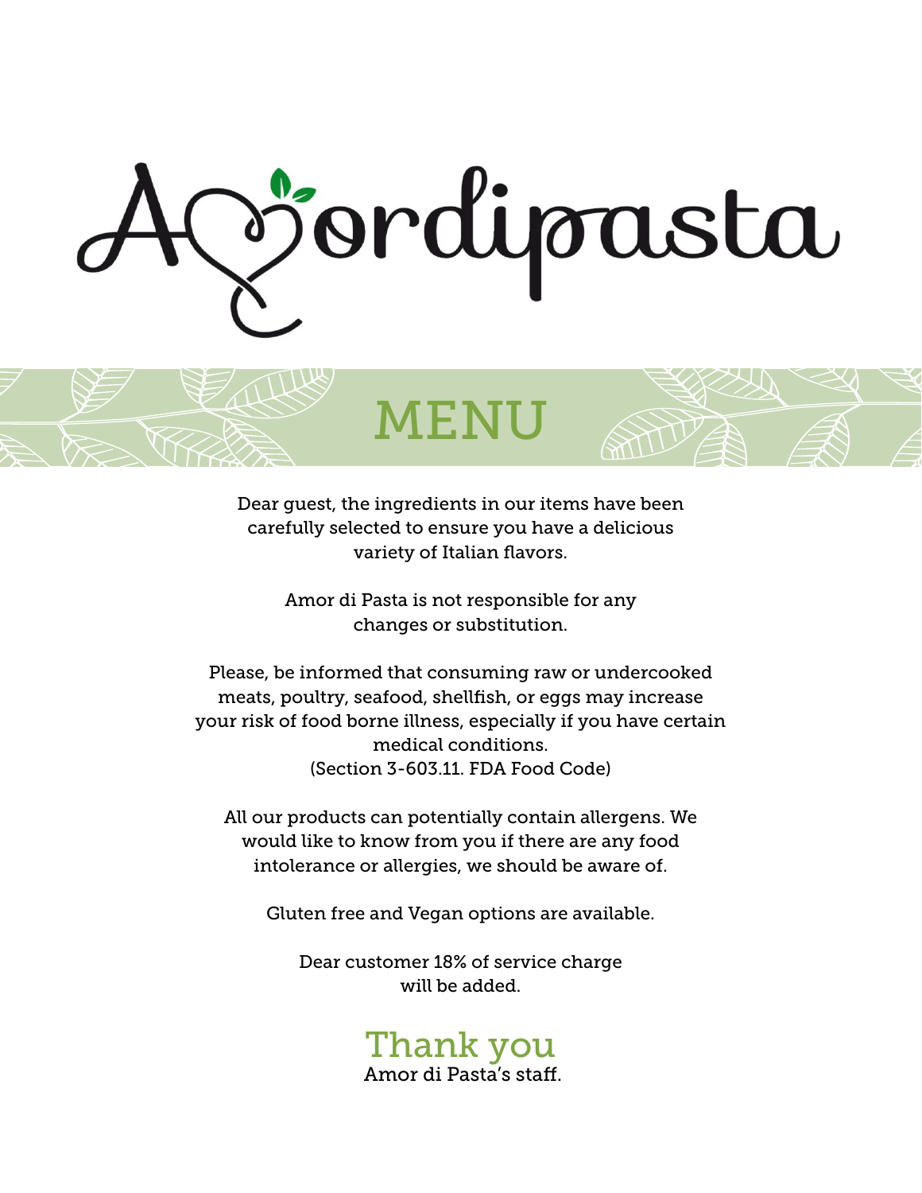# Amordipasta

## MENU

Dear guest, the ingredients in our items have been carefully selected to ensure you have a delicious variety of Italian flavors.

Amor di Pasta is not responsible for any changes or substitution.

Please, be informed that consuming raw or undercooked meats, poultry, seafood, shellfish, or eggs may increase your risk of food borne illness, especially if you have certain medical conditions.
(Section 3-603.11. FDA Food Code)

All our products can potentially contain allergens. We would like to know from you if there are any food intolerance or allergies, we should be aware of.

Gluten free and Vegan options are available.

Dear customer 18% of service charge will be added.

## Thank you

Amor di Pasta's staff.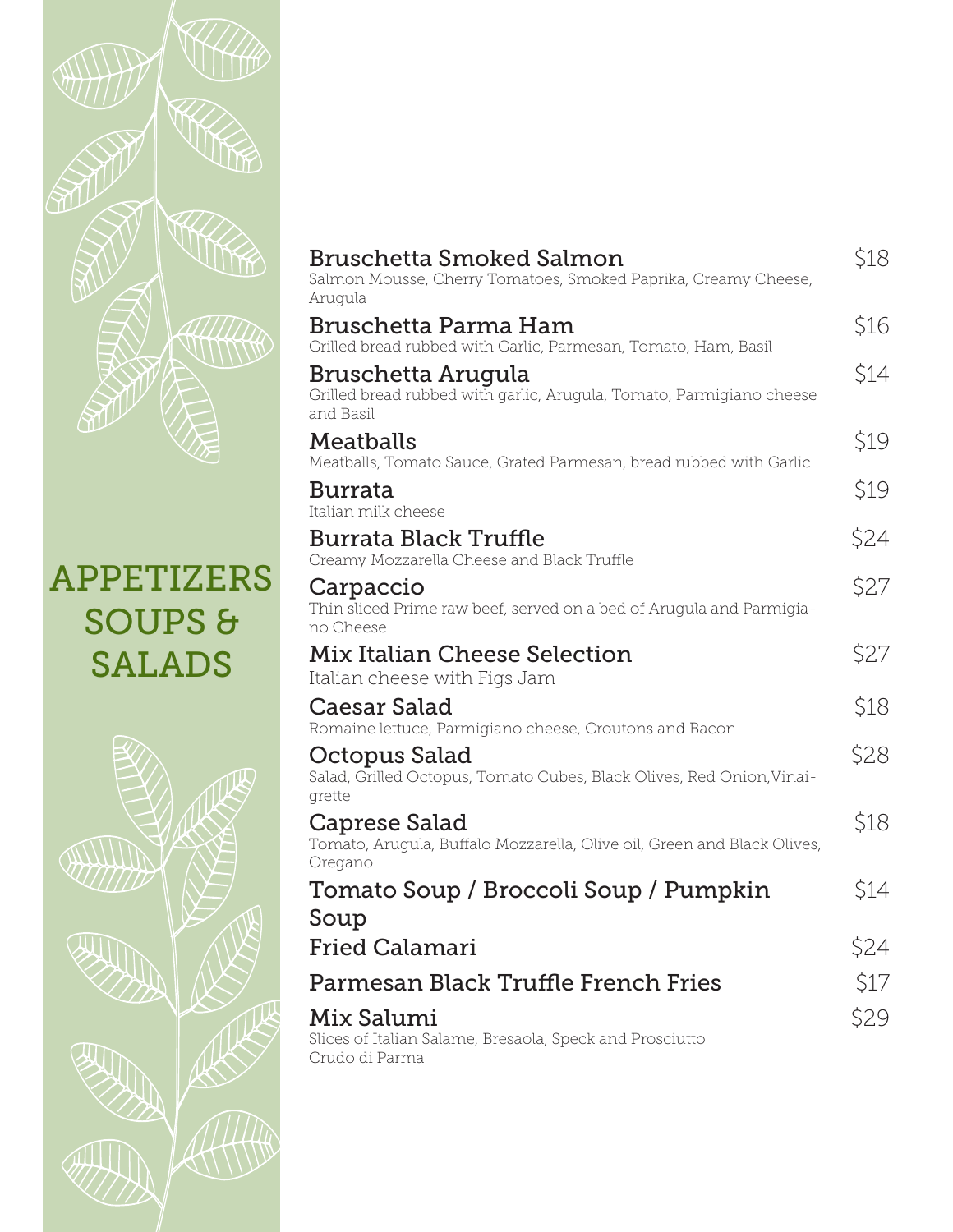# APPETIZERS SOUPS & SALADS

**Bruschetta Smoked Salmon** — $18
Salmon Mousse, Cherry Tomatoes, Smoked Paprika, Creamy Cheese, Arugula

**Bruschetta Parma Ham** — $16
Grilled bread rubbed with Garlic, Parmesan, Tomato, Ham, Basil

**Bruschetta Arugula** — $14
Grilled bread rubbed with garlic, Arugula, Tomato, Parmigiano cheese and Basil

**Meatballs** — $19
Meatballs, Tomato Sauce, Grated Parmesan, bread rubbed with Garlic

**Burrata** — $19
Italian milk cheese

**Burrata Black Truffle** — $24
Creamy Mozzarella Cheese and Black Truffle

**Carpaccio** — $27
Thin sliced Prime raw beef, served on a bed of Arugula and Parmigiano Cheese

**Mix Italian Cheese Selection** — $27
Italian cheese with Figs Jam

**Caesar Salad** — $18
Romaine lettuce, Parmigiano cheese, Croutons and Bacon

**Octopus Salad** — $28
Salad, Grilled Octopus, Tomato Cubes, Black Olives, Red Onion,Vinaigrette

**Caprese Salad** — $18
Tomato, Arugula, Buffalo Mozzarella, Olive oil, Green and Black Olives, Oregano

**Tomato Soup / Broccoli Soup / Pumpkin Soup** — $14

**Fried Calamari** — $24

**Parmesan Black Truffle French Fries** — $17

**Mix Salumi** — $29
Slices of Italian Salame, Bresaola, Speck and Prosciutto Crudo di Parma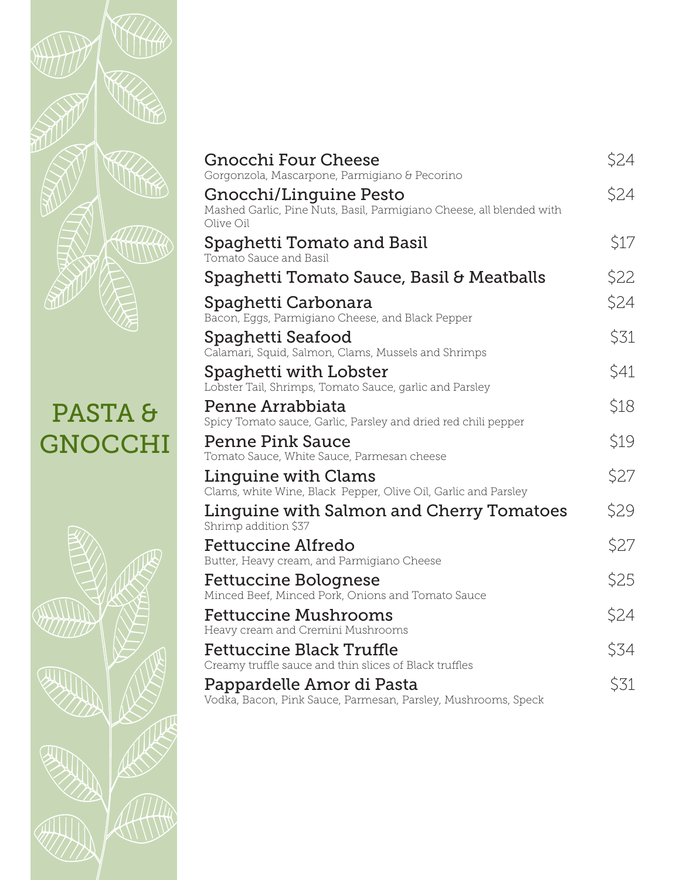# PASTA & GNOCCHI

**Gnocchi Four Cheese** — $24
Gorgonzola, Mascarpone, Parmigiano & Pecorino

**Gnocchi/Linguine Pesto** — $24
Mashed Garlic, Pine Nuts, Basil, Parmigiano Cheese, all blended with Olive Oil

**Spaghetti Tomato and Basil** — $17
Tomato Sauce and Basil

**Spaghetti Tomato Sauce, Basil & Meatballs** — $22

**Spaghetti Carbonara** — $24
Bacon, Eggs, Parmigiano Cheese, and Black Pepper

**Spaghetti Seafood** — $31
Calamari, Squid, Salmon, Clams, Mussels and Shrimps

**Spaghetti with Lobster** — $41
Lobster Tail, Shrimps, Tomato Sauce, garlic and Parsley

**Penne Arrabbiata** — $18
Spicy Tomato sauce, Garlic, Parsley and dried red chili pepper

**Penne Pink Sauce** — $19
Tomato Sauce, White Sauce, Parmesan cheese

**Linguine with Clams** — $27
Clams, white Wine, Black Pepper, Olive Oil, Garlic and Parsley

**Linguine with Salmon and Cherry Tomatoes** — $29
Shrimp addition $37

**Fettuccine Alfredo** — $27
Butter, Heavy cream, and Parmigiano Cheese

**Fettuccine Bolognese** — $25
Minced Beef, Minced Pork, Onions and Tomato Sauce

**Fettuccine Mushrooms** — $24
Heavy cream and Cremini Mushrooms

**Fettuccine Black Truffle** — $34
Creamy truffle sauce and thin slices of Black truffles

**Pappardelle Amor di Pasta** — $31
Vodka, Bacon, Pink Sauce, Parmesan, Parsley, Mushrooms, Speck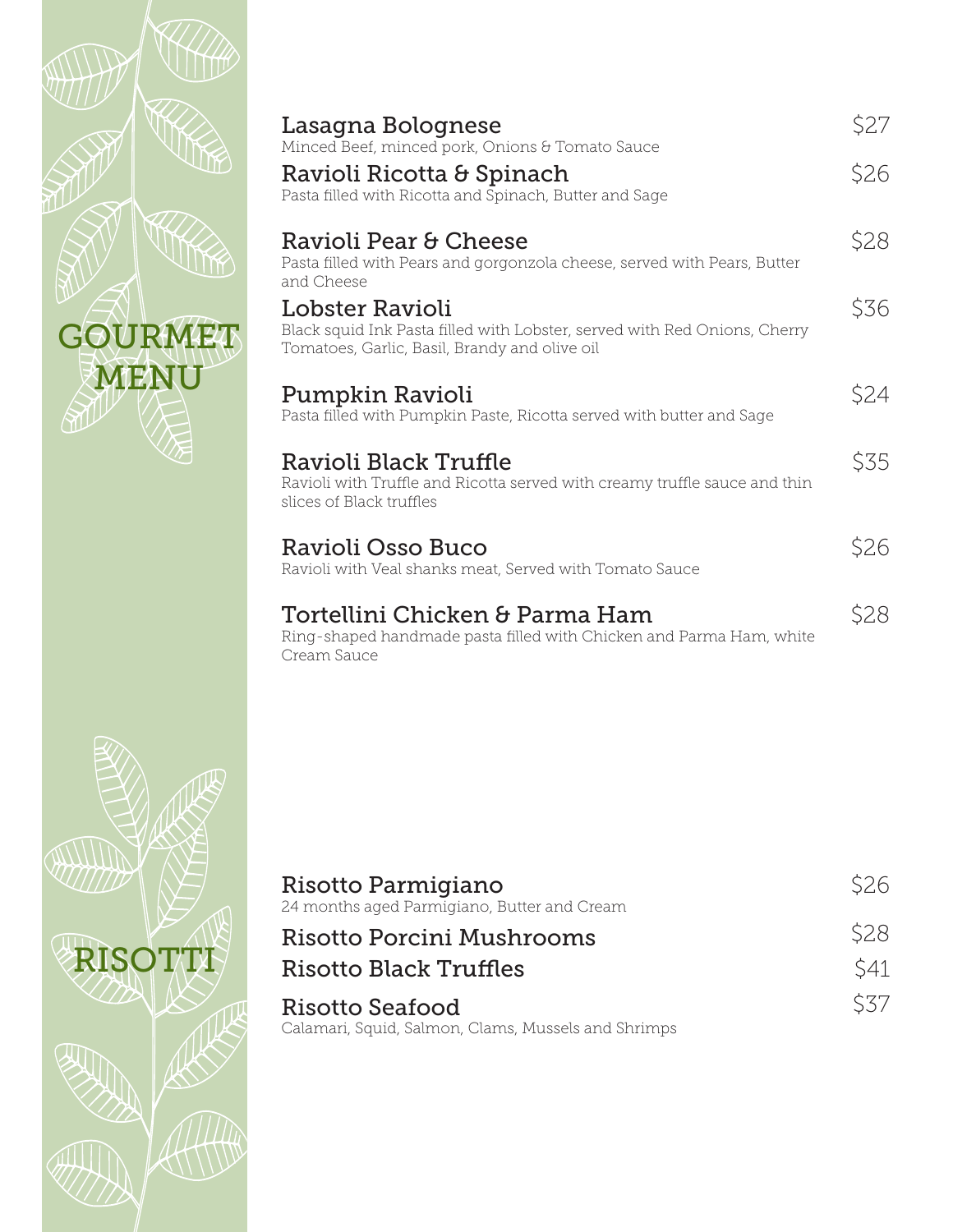# GOURMET MENU

**Lasagna Bolognese** — $27
Minced Beef, minced pork, Onions & Tomato Sauce

**Ravioli Ricotta & Spinach** — $26
Pasta filled with Ricotta and Spinach, Butter and Sage

**Ravioli Pear & Cheese** — $28
Pasta filled with Pears and gorgonzola cheese, served with Pears, Butter and Cheese

**Lobster Ravioli** — $36
Black squid Ink Pasta filled with Lobster, served with Red Onions, Cherry Tomatoes, Garlic, Basil, Brandy and olive oil

**Pumpkin Ravioli** — $24
Pasta filled with Pumpkin Paste, Ricotta served with butter and Sage

**Ravioli Black Truffle** — $35
Ravioli with Truffle and Ricotta served with creamy truffle sauce and thin slices of Black truffles

**Ravioli Osso Buco** — $26
Ravioli with Veal shanks meat, Served with Tomato Sauce

**Tortellini Chicken & Parma Ham** — $28
Ring-shaped handmade pasta filled with Chicken and Parma Ham, white Cream Sauce

# RISOTTI

**Risotto Parmigiano** — $26
24 months aged Parmigiano, Butter and Cream

**Risotto Porcini Mushrooms** — $28

**Risotto Black Truffles** — $41

**Risotto Seafood** — $37
Calamari, Squid, Salmon, Clams, Mussels and Shrimps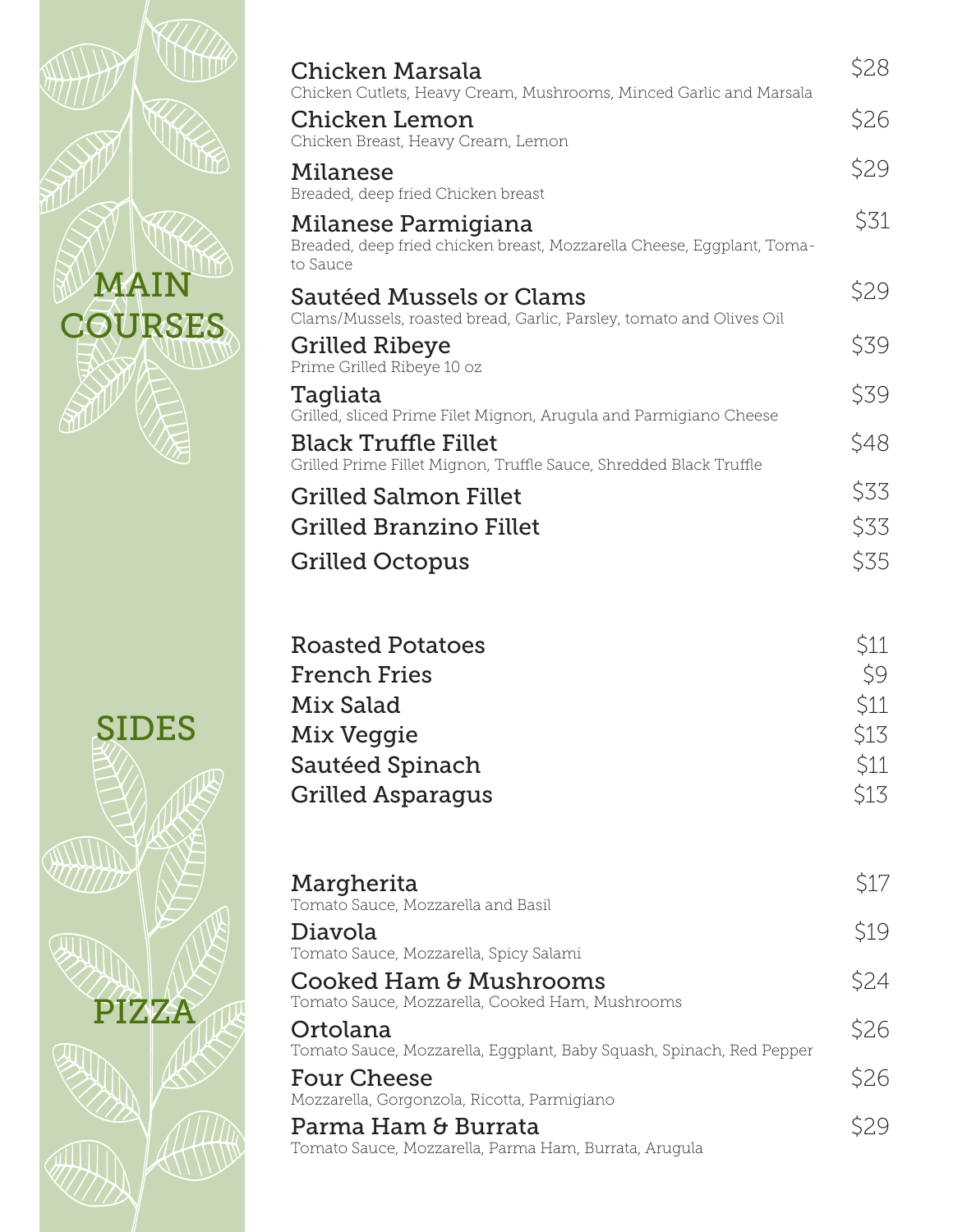## MAIN COURSES

**Chicken Marsala** — $28
Chicken Cutlets, Heavy Cream, Mushrooms, Minced Garlic and Marsala

**Chicken Lemon** — $26
Chicken Breast, Heavy Cream, Lemon

**Milanese** — $29
Breaded, deep fried Chicken breast

**Milanese Parmigiana** — $31
Breaded, deep fried chicken breast, Mozzarella Cheese, Eggplant, Tomato Sauce

**Sautéed Mussels or Clams** — $29
Clams/Mussels, roasted bread, Garlic, Parsley, tomato and Olives Oil

**Grilled Ribeye** — $39
Prime Grilled Ribeye 10 oz

**Tagliata** — $39
Grilled, sliced Prime Filet Mignon, Arugula and Parmigiano Cheese

**Black Truffle Fillet** — $48
Grilled Prime Fillet Mignon, Truffle Sauce, Shredded Black Truffle

**Grilled Salmon Fillet** — $33

**Grilled Branzino Fillet** — $33

**Grilled Octopus** — $35

## SIDES

**Roasted Potatoes** — $11

**French Fries** — $9

**Mix Salad** — $11

**Mix Veggie** — $13

**Sautéed Spinach** — $11

**Grilled Asparagus** — $13

## PIZZA

**Margherita** — $17
Tomato Sauce, Mozzarella and Basil

**Diavola** — $19
Tomato Sauce, Mozzarella, Spicy Salami

**Cooked Ham & Mushrooms** — $24
Tomato Sauce, Mozzarella, Cooked Ham, Mushrooms

**Ortolana** — $26
Tomato Sauce, Mozzarella, Eggplant, Baby Squash, Spinach, Red Pepper

**Four Cheese** — $26
Mozzarella, Gorgonzola, Ricotta, Parmigiano

**Parma Ham & Burrata** — $29
Tomato Sauce, Mozzarella, Parma Ham, Burrata, Arugula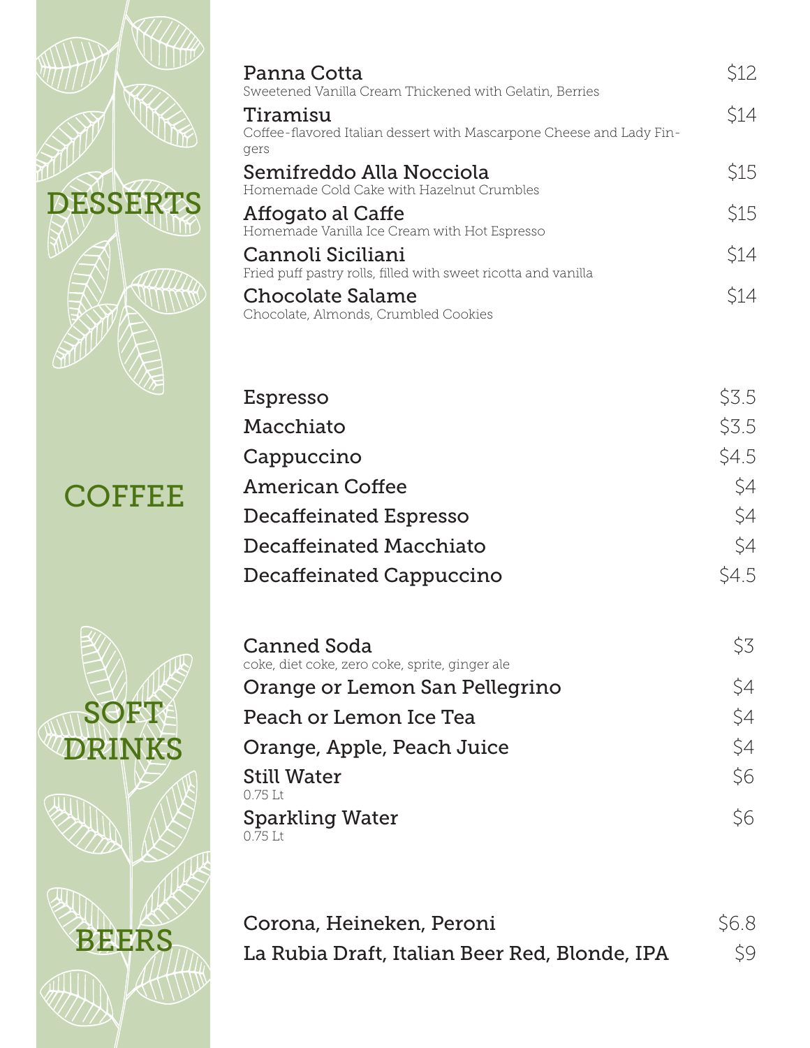## DESSERTS

| Item | Price |
| --- | --- |
| **Panna Cotta**<br>Sweetened Vanilla Cream Thickened with Gelatin, Berries | $12 |
| **Tiramisu**<br>Coffee-flavored Italian dessert with Mascarpone Cheese and Lady Fingers | $14 |
| **Semifreddo Alla Nocciola**<br>Homemade Cold Cake with Hazelnut Crumbles | $15 |
| **Affogato al Caffe**<br>Homemade Vanilla Ice Cream with Hot Espresso | $15 |
| **Cannoli Siciliani**<br>Fried puff pastry rolls, filled with sweet ricotta and vanilla | $14 |
| **Chocolate Salame**<br>Chocolate, Almonds, Crumbled Cookies | $14 |

## COFFEE

| Item | Price |
| --- | --- |
| Espresso | $3.5 |
| Macchiato | $3.5 |
| Cappuccino | $4.5 |
| American Coffee | $4 |
| Decaffeinated Espresso | $4 |
| Decaffeinated Macchiato | $4 |
| Decaffeinated Cappuccino | $4.5 |

## SOFT DRINKS

| Item | Price |
| --- | --- |
| **Canned Soda**<br>coke, diet coke, zero coke, sprite, ginger ale | $3 |
| Orange or Lemon San Pellegrino | $4 |
| Peach or Lemon Ice Tea | $4 |
| Orange, Apple, Peach Juice | $4 |
| **Still Water**<br>0.75 Lt | $6 |
| **Sparkling Water**<br>0.75 Lt | $6 |

## BEERS

| Item | Price |
| --- | --- |
| Corona, Heineken, Peroni | $6.8 |
| La Rubia Draft, Italian Beer Red, Blonde, IPA | $9 |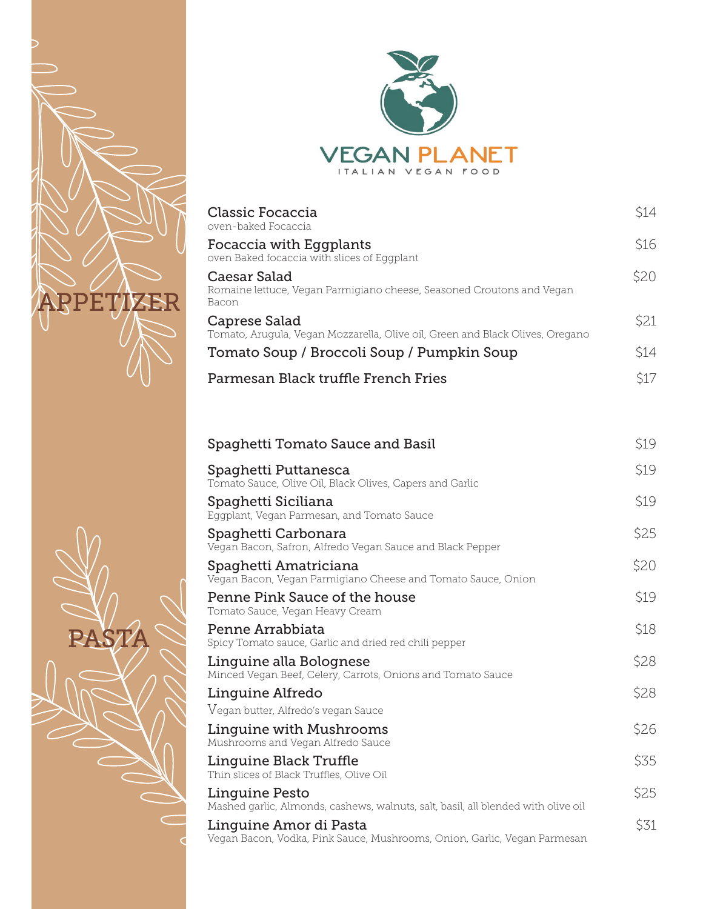# VEGAN PLANET

ITALIAN VEGAN FOOD

## APPETIZER

**Classic Focaccia** — $14
oven-baked Focaccia

**Focaccia with Eggplants** — $16
oven Baked focaccia with slices of Eggplant

**Caesar Salad** — $20
Romaine lettuce, Vegan Parmigiano cheese, Seasoned Croutons and Vegan Bacon

**Caprese Salad** — $21
Tomato, Arugula, Vegan Mozzarella, Olive oil, Green and Black Olives, Oregano

**Tomato Soup / Broccoli Soup / Pumpkin Soup** — $14

**Parmesan Black truffle French Fries** — $17

## PASTA

**Spaghetti Tomato Sauce and Basil** — $19

**Spaghetti Puttanesca** — $19
Tomato Sauce, Olive Oil, Black Olives, Capers and Garlic

**Spaghetti Siciliana** — $19
Eggplant, Vegan Parmesan, and Tomato Sauce

**Spaghetti Carbonara** — $25
Vegan Bacon, Safron, Alfredo Vegan Sauce and Black Pepper

**Spaghetti Amatriciana** — $20
Vegan Bacon, Vegan Parmigiano Cheese and Tomato Sauce, Onion

**Penne Pink Sauce of the house** — $19
Tomato Sauce, Vegan Heavy Cream

**Penne Arrabbiata** — $18
Spicy Tomato sauce, Garlic and dried red chili pepper

**Linguine alla Bolognese** — $28
Minced Vegan Beef, Celery, Carrots, Onions and Tomato Sauce

**Linguine Alfredo** — $28
Vegan butter, Alfredo's vegan Sauce

**Linguine with Mushrooms** — $26
Mushrooms and Vegan Alfredo Sauce

**Linguine Black Truffle** — $35
Thin slices of Black Truffles, Olive Oil

**Linguine Pesto** — $25
Mashed garlic, Almonds, cashews, walnuts, salt, basil, all blended with olive oil

**Linguine Amor di Pasta** — $31
Vegan Bacon, Vodka, Pink Sauce, Mushrooms, Onion, Garlic, Vegan Parmesan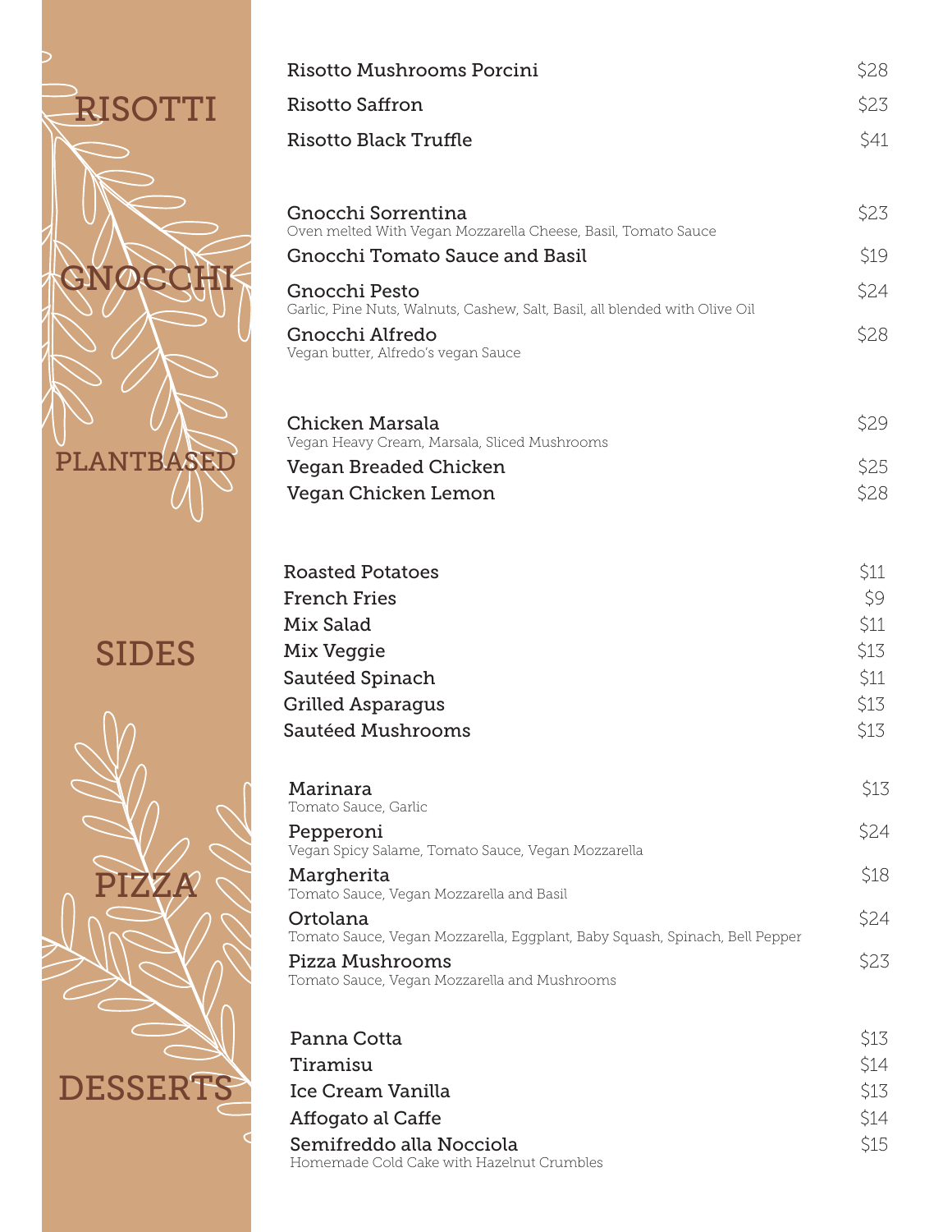## RISOTTI

Risotto Mushrooms Porcini — $28

Risotto Saffron — $23

Risotto Black Truffle — $41

## GNOCCHI

Gnocchi Sorrentina — $23
Oven melted With Vegan Mozzarella Cheese, Basil, Tomato Sauce

Gnocchi Tomato Sauce and Basil — $19

Gnocchi Pesto — $24
Garlic, Pine Nuts, Walnuts, Cashew, Salt, Basil, all blended with Olive Oil

Gnocchi Alfredo — $28
Vegan butter, Alfredo's vegan Sauce

## PLANTBASED

Chicken Marsala — $29
Vegan Heavy Cream, Marsala, Sliced Mushrooms

Vegan Breaded Chicken — $25

Vegan Chicken Lemon — $28

## SIDES

Roasted Potatoes — $11

French Fries — $9

Mix Salad — $11

Mix Veggie — $13

Sautéed Spinach — $11

Grilled Asparagus — $13

Sautéed Mushrooms — $13

## PIZZA

Marinara — $13
Tomato Sauce, Garlic

Pepperoni — $24
Vegan Spicy Salame, Tomato Sauce, Vegan Mozzarella

Margherita — $18
Tomato Sauce, Vegan Mozzarella and Basil

Ortolana — $24
Tomato Sauce, Vegan Mozzarella, Eggplant, Baby Squash, Spinach, Bell Pepper

Pizza Mushrooms — $23
Tomato Sauce, Vegan Mozzarella and Mushrooms

## DESSERTS

Panna Cotta — $13

Tiramisu — $14

Ice Cream Vanilla — $13

Affogato al Caffe — $14

Semifreddo alla Nocciola — $15
Homemade Cold Cake with Hazelnut Crumbles